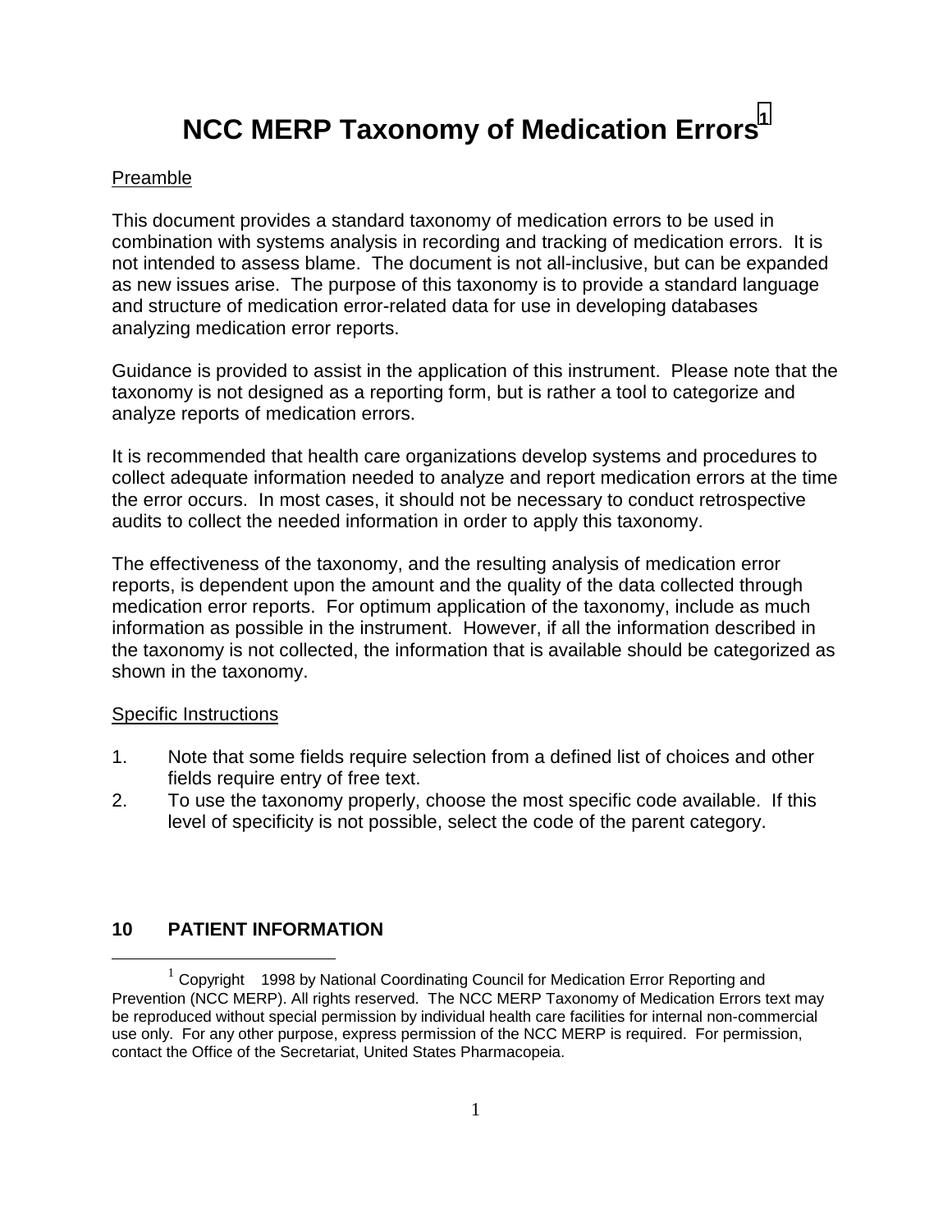# NCC MERP Taxonomy of Medication Errors[1]

Preamble

This document provides a standard taxonomy of medication errors to be used in combination with systems analysis in recording and tracking of medication errors. It is not intended to assess blame. The document is not all-inclusive, but can be expanded as new issues arise. The purpose of this taxonomy is to provide a standard language and structure of medication error-related data for use in developing databases analyzing medication error reports.

Guidance is provided to assist in the application of this instrument. Please note that the taxonomy is not designed as a reporting form, but is rather a tool to categorize and analyze reports of medication errors.

It is recommended that health care organizations develop systems and procedures to collect adequate information needed to analyze and report medication errors at the time the error occurs. In most cases, it should not be necessary to conduct retrospective audits to collect the needed information in order to apply this taxonomy.

The effectiveness of the taxonomy, and the resulting analysis of medication error reports, is dependent upon the amount and the quality of the data collected through medication error reports. For optimum application of the taxonomy, include as much information as possible in the instrument. However, if all the information described in the taxonomy is not collected, the information that is available should be categorized as shown in the taxonomy.

Specific Instructions

1. Note that some fields require selection from a defined list of choices and other fields require entry of free text.
2. To use the taxonomy properly, choose the most specific code available. If this level of specificity is not possible, select the code of the parent category.

## 10 PATIENT INFORMATION

[1] Copyright 1998 by National Coordinating Council for Medication Error Reporting and Prevention (NCC MERP). All rights reserved. The NCC MERP Taxonomy of Medication Errors text may be reproduced without special permission by individual health care facilities for internal non-commercial use only. For any other purpose, express permission of the NCC MERP is required. For permission, contact the Office of the Secretariat, United States Pharmacopeia.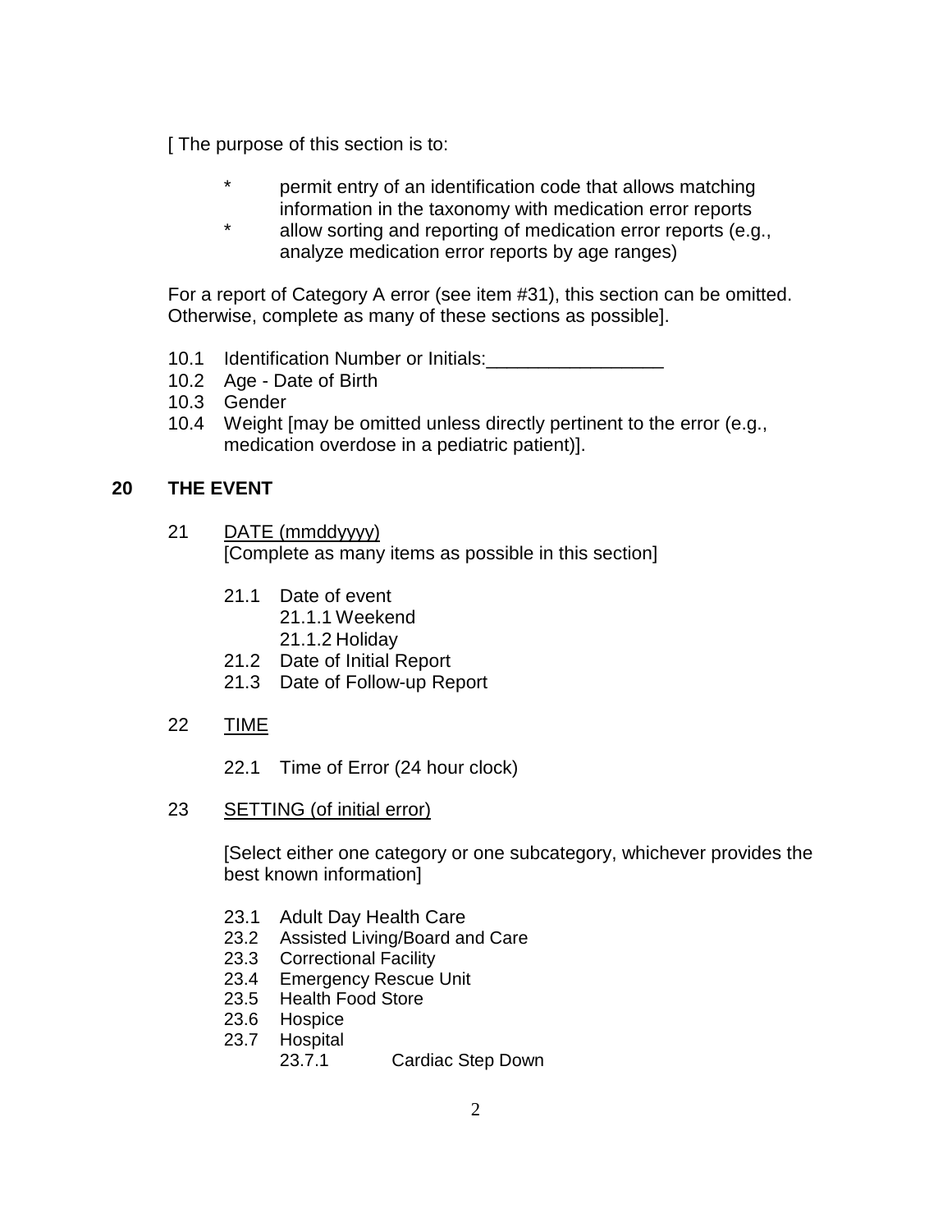[ The purpose of this section is to:

- * permit entry of an identification code that allows matching information in the taxonomy with medication error reports
- * allow sorting and reporting of medication error reports (e.g., analyze medication error reports by age ranges)

For a report of Category A error (see item #31), this section can be omitted. Otherwise, complete as many of these sections as possible].

10.1 Identification Number or Initials:_________________

10.2 Age - Date of Birth

10.3 Gender

10.4 Weight [may be omitted unless directly pertinent to the error (e.g., medication overdose in a pediatric patient)].

## 20 THE EVENT

21 DATE (mmddyyyy)

[Complete as many items as possible in this section]

21.1 Date of event

- 21.1.1 Weekend
- 21.1.2 Holiday

21.2 Date of Initial Report

21.3 Date of Follow-up Report

22 TIME

22.1 Time of Error (24 hour clock)

23 SETTING (of initial error)

[Select either one category or one subcategory, whichever provides the best known information]

23.1 Adult Day Health Care

23.2 Assisted Living/Board and Care

23.3 Correctional Facility

23.4 Emergency Rescue Unit

23.5 Health Food Store

23.6 Hospice

23.7 Hospital

- 23.7.1 Cardiac Step Down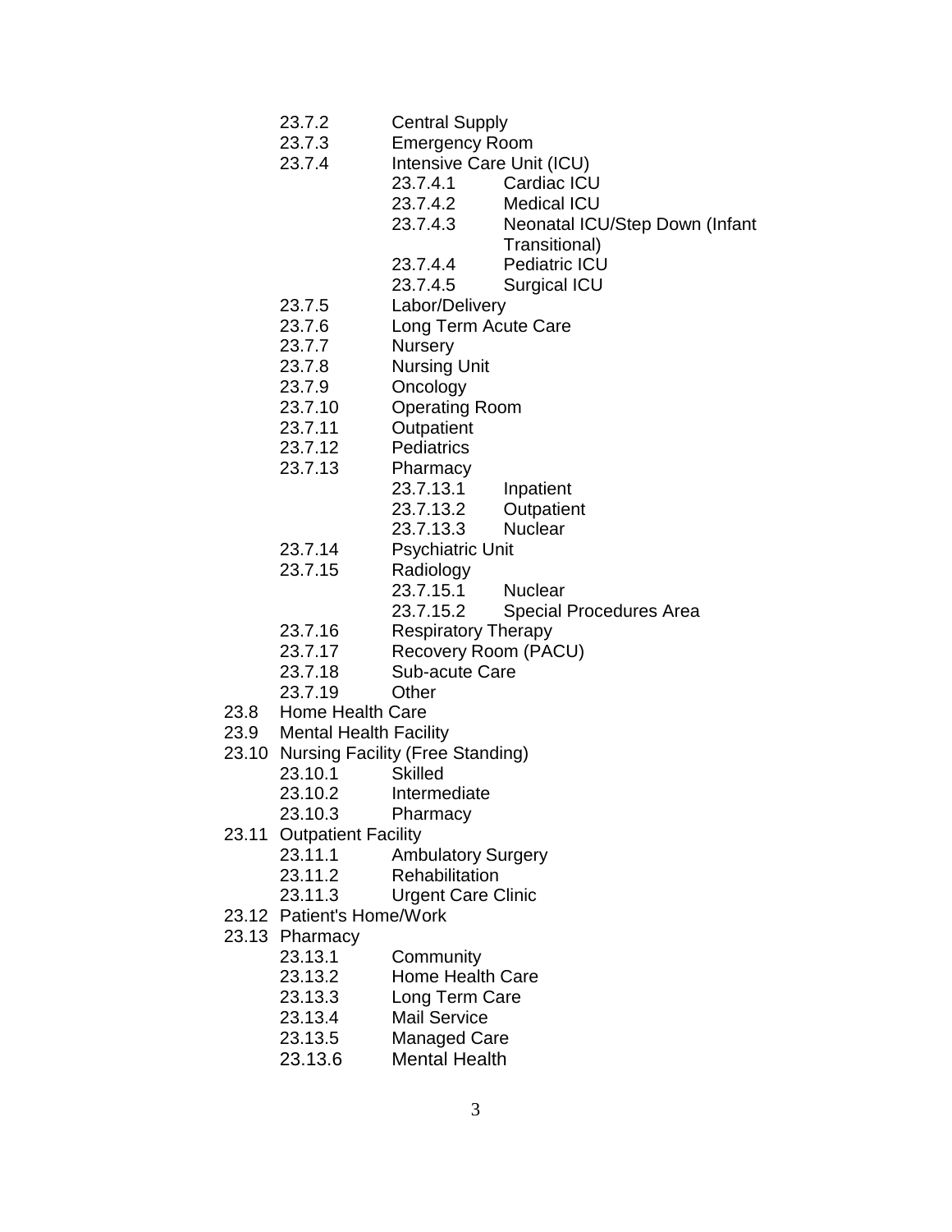- 23.7.2 Central Supply
- 23.7.3 Emergency Room
- 23.7.4 Intensive Care Unit (ICU)
  - 23.7.4.1 Cardiac ICU
  - 23.7.4.2 Medical ICU
  - 23.7.4.3 Neonatal ICU/Step Down (Infant Transitional)
  - 23.7.4.4 Pediatric ICU
  - 23.7.4.5 Surgical ICU
- 23.7.5 Labor/Delivery
- 23.7.6 Long Term Acute Care
- 23.7.7 Nursery
- 23.7.8 Nursing Unit
- 23.7.9 Oncology
- 23.7.10 Operating Room
- 23.7.11 Outpatient
- 23.7.12 Pediatrics
- 23.7.13 Pharmacy
  - 23.7.13.1 Inpatient
  - 23.7.13.2 Outpatient
  - 23.7.13.3 Nuclear
- 23.7.14 Psychiatric Unit
- 23.7.15 Radiology
  - 23.7.15.1 Nuclear
  - 23.7.15.2 Special Procedures Area
- 23.7.16 Respiratory Therapy
- 23.7.17 Recovery Room (PACU)
- 23.7.18 Sub-acute Care
- 23.7.19 Other

23.8 Home Health Care

23.9 Mental Health Facility

23.10 Nursing Facility (Free Standing)

- 23.10.1 Skilled
- 23.10.2 Intermediate
- 23.10.3 Pharmacy

23.11 Outpatient Facility

- 23.11.1 Ambulatory Surgery
- 23.11.2 Rehabilitation
- 23.11.3 Urgent Care Clinic

23.12 Patient's Home/Work

23.13 Pharmacy

- 23.13.1 Community
- 23.13.2 Home Health Care
- 23.13.3 Long Term Care
- 23.13.4 Mail Service
- 23.13.5 Managed Care
- 23.13.6 Mental Health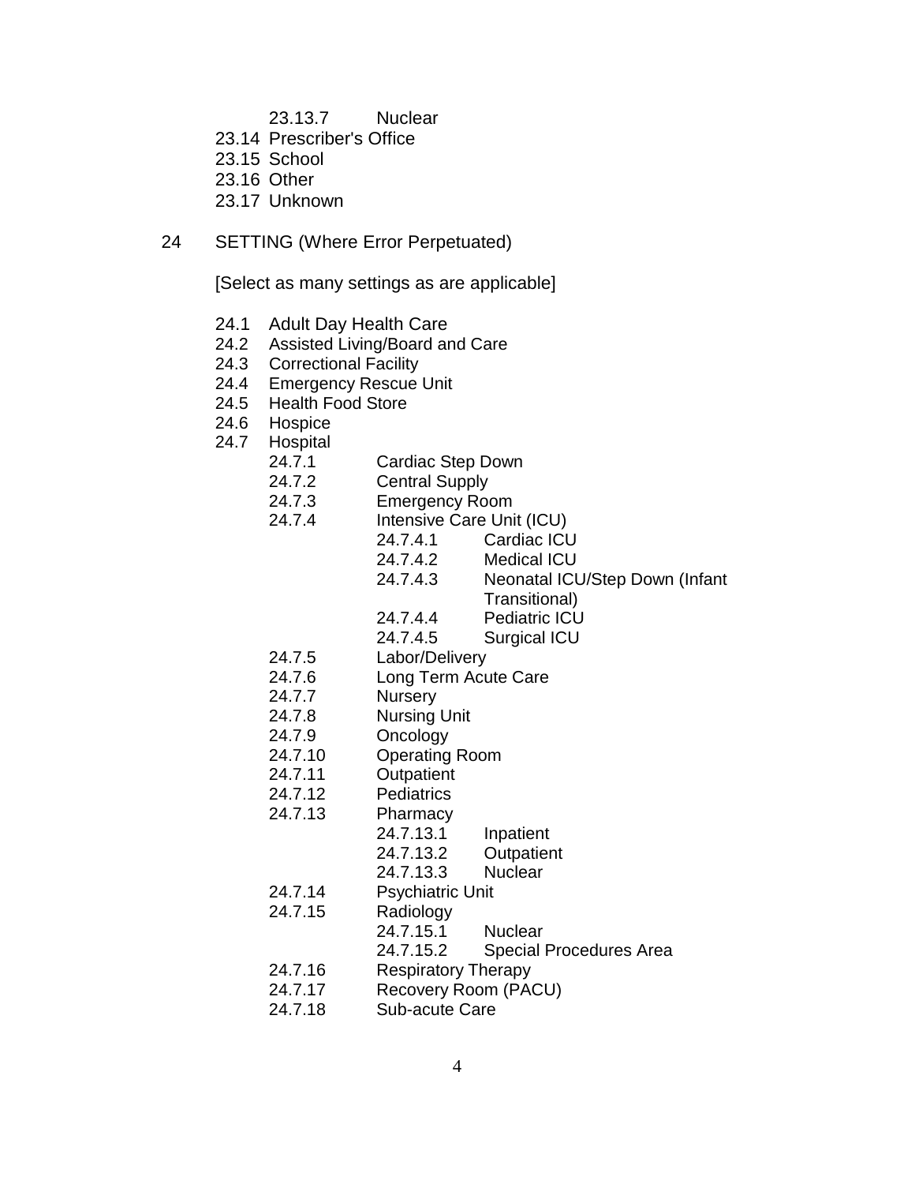- 23.13.7 Nuclear
- 23.14 Prescriber's Office
- 23.15 School
- 23.16 Other
- 23.17 Unknown

24 SETTING (Where Error Perpetuated)

[Select as many settings as are applicable]

- 24.1 Adult Day Health Care
- 24.2 Assisted Living/Board and Care
- 24.3 Correctional Facility
- 24.4 Emergency Rescue Unit
- 24.5 Health Food Store
- 24.6 Hospice
- 24.7 Hospital
  - 24.7.1 Cardiac Step Down
  - 24.7.2 Central Supply
  - 24.7.3 Emergency Room
  - 24.7.4 Intensive Care Unit (ICU)
    - 24.7.4.1 Cardiac ICU
    - 24.7.4.2 Medical ICU
    - 24.7.4.3 Neonatal ICU/Step Down (Infant Transitional)
    - 24.7.4.4 Pediatric ICU
    - 24.7.4.5 Surgical ICU
  - 24.7.5 Labor/Delivery
  - 24.7.6 Long Term Acute Care
  - 24.7.7 Nursery
  - 24.7.8 Nursing Unit
  - 24.7.9 Oncology
  - 24.7.10 Operating Room
  - 24.7.11 Outpatient
  - 24.7.12 Pediatrics
  - 24.7.13 Pharmacy
    - 24.7.13.1 Inpatient
    - 24.7.13.2 Outpatient
    - 24.7.13.3 Nuclear
  - 24.7.14 Psychiatric Unit
  - 24.7.15 Radiology
    - 24.7.15.1 Nuclear
    - 24.7.15.2 Special Procedures Area
  - 24.7.16 Respiratory Therapy
  - 24.7.17 Recovery Room (PACU)
  - 24.7.18 Sub-acute Care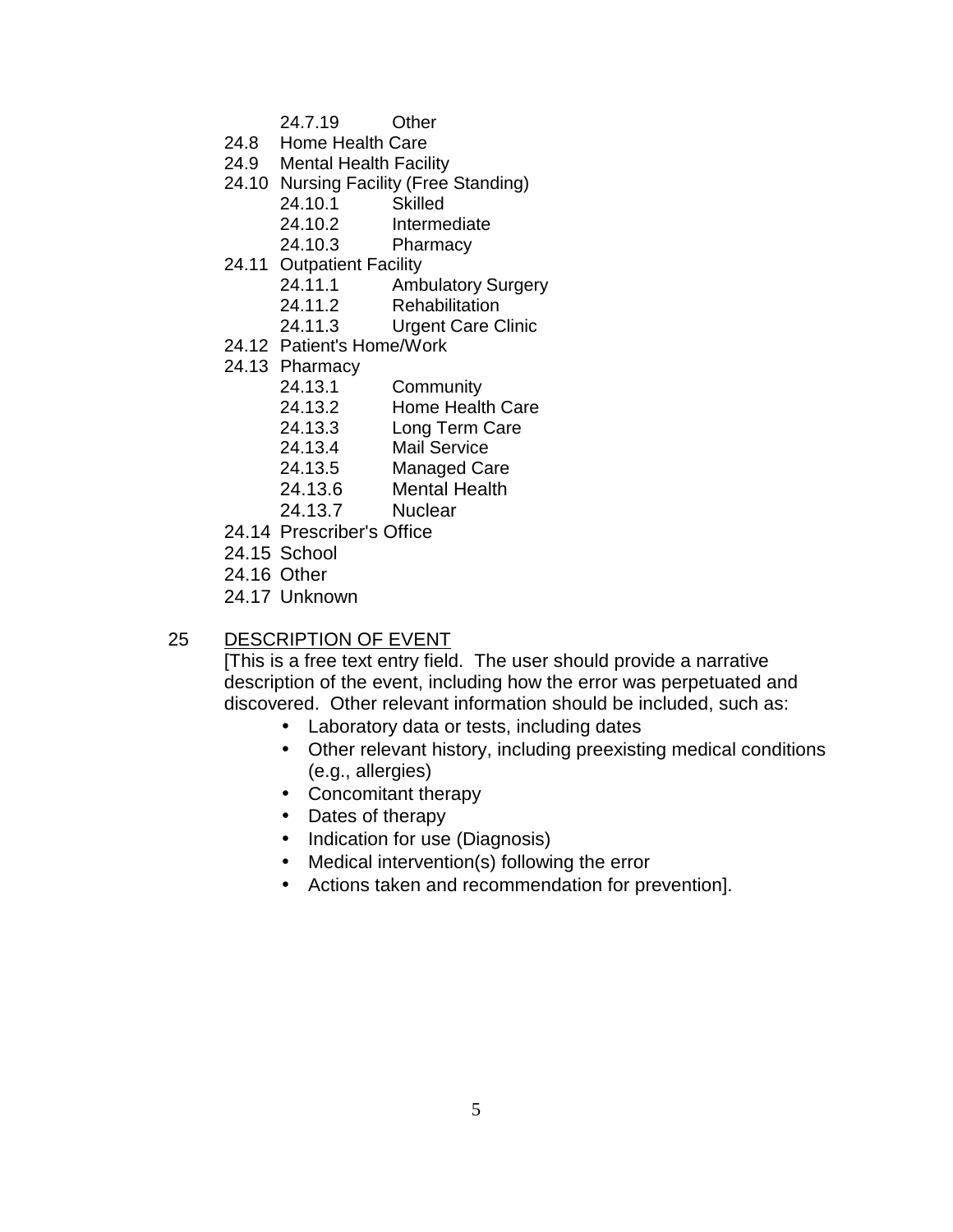- 24.7.19 Other
- 24.8 Home Health Care
- 24.9 Mental Health Facility
- 24.10 Nursing Facility (Free Standing)
    - 24.10.1 Skilled
    - 24.10.2 Intermediate
    - 24.10.3 Pharmacy
- 24.11 Outpatient Facility
    - 24.11.1 Ambulatory Surgery
    - 24.11.2 Rehabilitation
    - 24.11.3 Urgent Care Clinic
- 24.12 Patient's Home/Work
- 24.13 Pharmacy
    - 24.13.1 Community
    - 24.13.2 Home Health Care
    - 24.13.3 Long Term Care
    - 24.13.4 Mail Service
    - 24.13.5 Managed Care
    - 24.13.6 Mental Health
    - 24.13.7 Nuclear
- 24.14 Prescriber's Office
- 24.15 School
- 24.16 Other
- 24.17 Unknown

25 DESCRIPTION OF EVENT

[This is a free text entry field. The user should provide a narrative description of the event, including how the error was perpetuated and discovered. Other relevant information should be included, such as:

- Laboratory data or tests, including dates
- Other relevant history, including preexisting medical conditions (e.g., allergies)
- Concomitant therapy
- Dates of therapy
- Indication for use (Diagnosis)
- Medical intervention(s) following the error
- Actions taken and recommendation for prevention].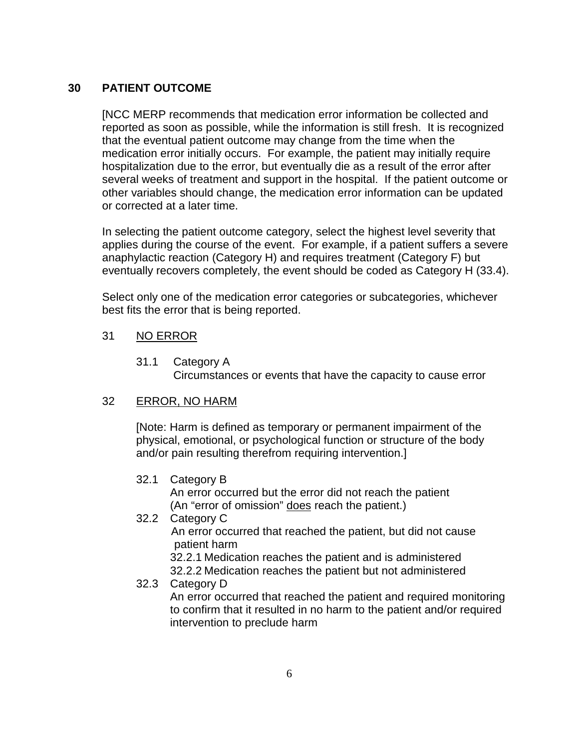## 30 PATIENT OUTCOME

[NCC MERP recommends that medication error information be collected and reported as soon as possible, while the information is still fresh. It is recognized that the eventual patient outcome may change from the time when the medication error initially occurs. For example, the patient may initially require hospitalization due to the error, but eventually die as a result of the error after several weeks of treatment and support in the hospital. If the patient outcome or other variables should change, the medication error information can be updated or corrected at a later time.

In selecting the patient outcome category, select the highest level severity that applies during the course of the event. For example, if a patient suffers a severe anaphylactic reaction (Category H) and requires treatment (Category F) but eventually recovers completely, the event should be coded as Category H (33.4).

Select only one of the medication error categories or subcategories, whichever best fits the error that is being reported.

### 31 <u>NO ERROR</u>

31.1 Category A
Circumstances or events that have the capacity to cause error

### 32 <u>ERROR, NO HARM</u>

[Note: Harm is defined as temporary or permanent impairment of the physical, emotional, or psychological function or structure of the body and/or pain resulting therefrom requiring intervention.]

32.1 Category B
An error occurred but the error did not reach the patient
(An "error of omission" <u>does</u> reach the patient.)

32.2 Category C
An error occurred that reached the patient, but did not cause patient harm

32.2.1 Medication reaches the patient and is administered

32.2.2 Medication reaches the patient but not administered

32.3 Category D
An error occurred that reached the patient and required monitoring to confirm that it resulted in no harm to the patient and/or required intervention to preclude harm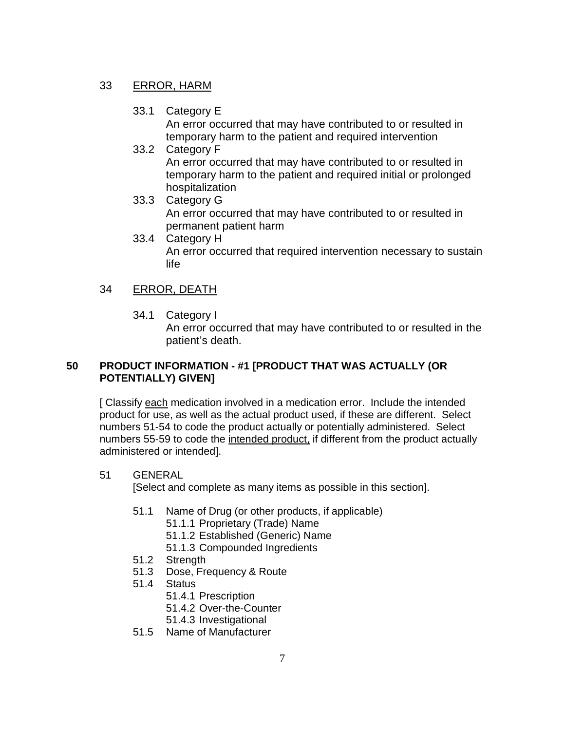33 <u>ERROR, HARM</u>

- 33.1 Category E
  An error occurred that may have contributed to or resulted in temporary harm to the patient and required intervention
- 33.2 Category F
  An error occurred that may have contributed to or resulted in temporary harm to the patient and required initial or prolonged hospitalization
- 33.3 Category G
  An error occurred that may have contributed to or resulted in permanent patient harm
- 33.4 Category H
  An error occurred that required intervention necessary to sustain life

34 <u>ERROR, DEATH</u>

- 34.1 Category I
  An error occurred that may have contributed to or resulted in the patient's death.

## 50 PRODUCT INFORMATION - #1 [PRODUCT THAT WAS ACTUALLY (OR POTENTIALLY) GIVEN]

[ Classify <u>each</u> medication involved in a medication error. Include the intended product for use, as well as the actual product used, if these are different. Select numbers 51-54 to code the <u>product actually or potentially administered.</u> Select numbers 55-59 to code the <u>intended product,</u> if different from the product actually administered or intended].

51 GENERAL
[Select and complete as many items as possible in this section].

- 51.1 Name of Drug (or other products, if applicable)
  - 51.1.1 Proprietary (Trade) Name
  - 51.1.2 Established (Generic) Name
  - 51.1.3 Compounded Ingredients
- 51.2 Strength
- 51.3 Dose, Frequency & Route
- 51.4 Status
  - 51.4.1 Prescription
  - 51.4.2 Over-the-Counter
  - 51.4.3 Investigational
- 51.5 Name of Manufacturer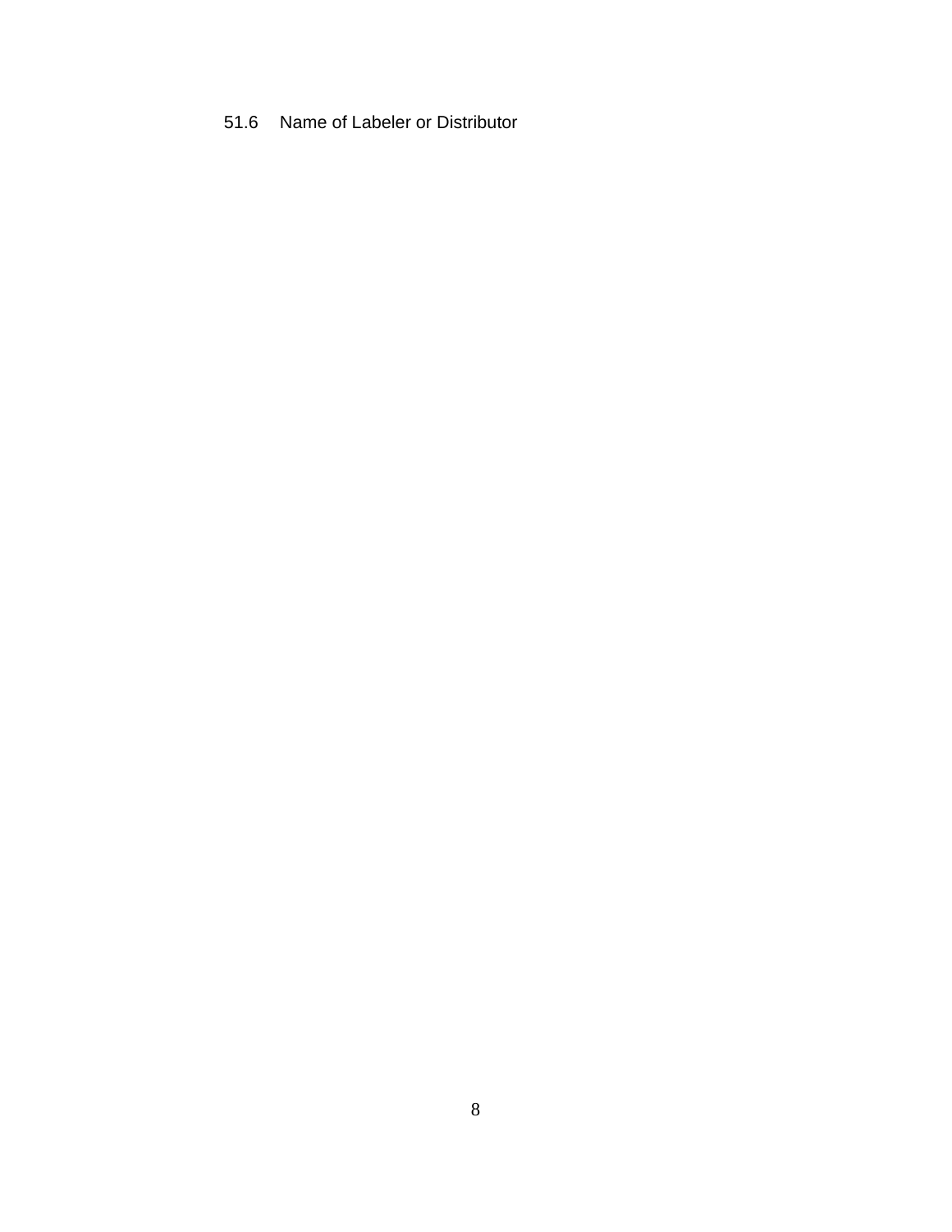51.6 Name of Labeler or Distributor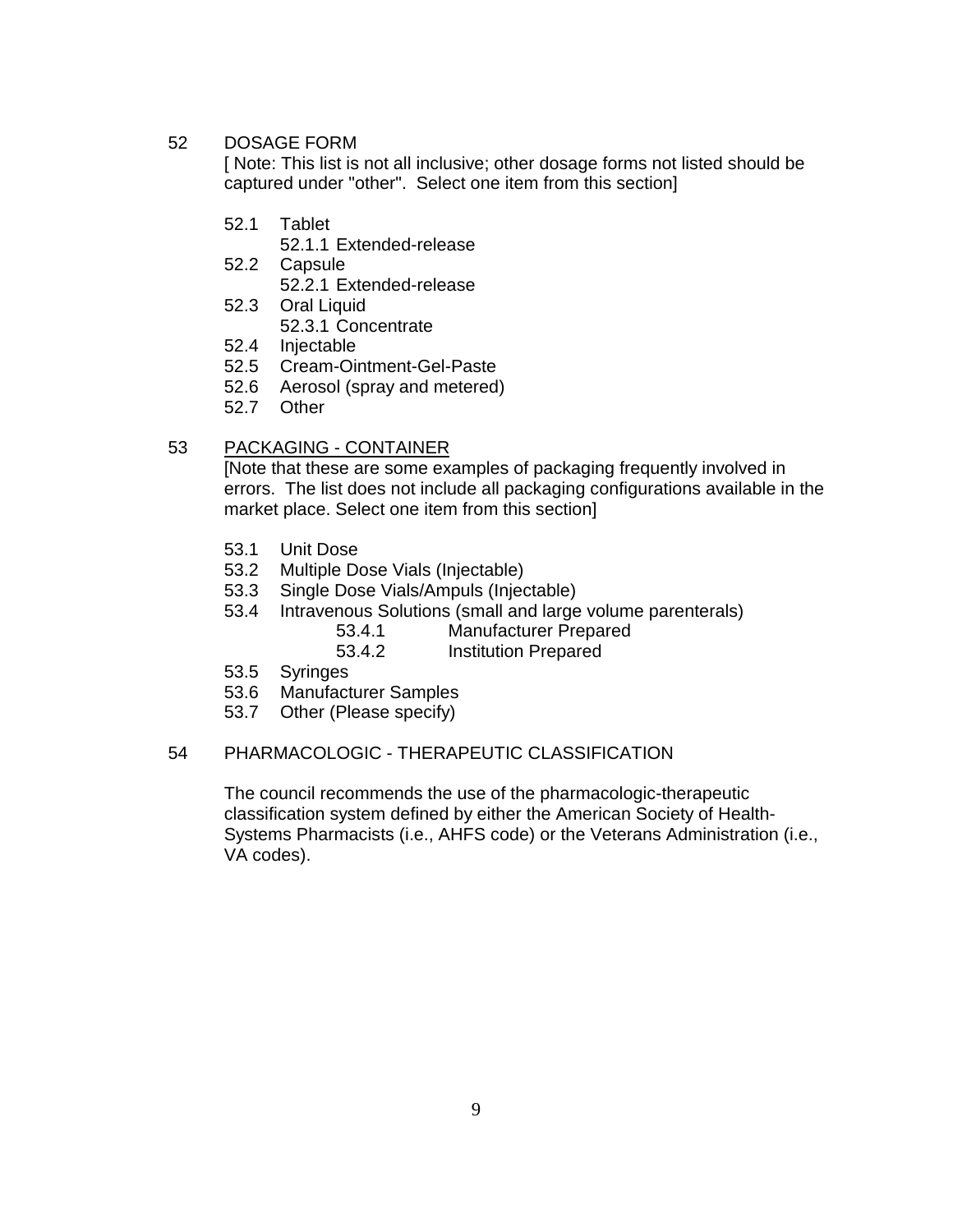52 DOSAGE FORM

[ Note: This list is not all inclusive; other dosage forms not listed should be captured under "other". Select one item from this section]

- 52.1 Tablet
  - 52.1.1 Extended-release
- 52.2 Capsule
  - 52.2.1 Extended-release
- 52.3 Oral Liquid
  - 52.3.1 Concentrate
- 52.4 Injectable
- 52.5 Cream-Ointment-Gel-Paste
- 52.6 Aerosol (spray and metered)
- 52.7 Other

53 <u>PACKAGING - CONTAINER</u>

[Note that these are some examples of packaging frequently involved in errors. The list does not include all packaging configurations available in the market place. Select one item from this section]

- 53.1 Unit Dose
- 53.2 Multiple Dose Vials (Injectable)
- 53.3 Single Dose Vials/Ampuls (Injectable)
- 53.4 Intravenous Solutions (small and large volume parenterals)
  - 53.4.1 Manufacturer Prepared
  - 53.4.2 Institution Prepared
- 53.5 Syringes
- 53.6 Manufacturer Samples
- 53.7 Other (Please specify)

54 PHARMACOLOGIC - THERAPEUTIC CLASSIFICATION

The council recommends the use of the pharmacologic-therapeutic classification system defined by either the American Society of Health-Systems Pharmacists (i.e., AHFS code) or the Veterans Administration (i.e., VA codes).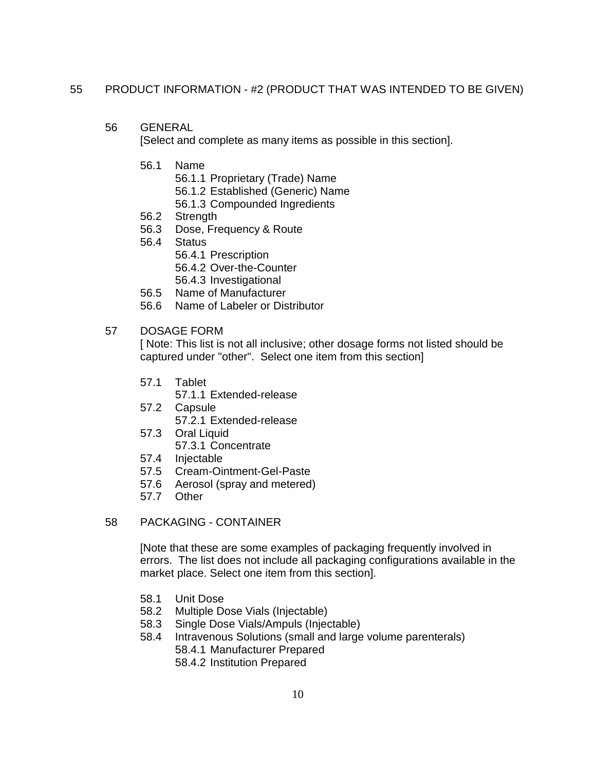55 PRODUCT INFORMATION - #2 (PRODUCT THAT WAS INTENDED TO BE GIVEN)

56 GENERAL

[Select and complete as many items as possible in this section].

- 56.1 Name
  - 56.1.1 Proprietary (Trade) Name
  - 56.1.2 Established (Generic) Name
  - 56.1.3 Compounded Ingredients
- 56.2 Strength
- 56.3 Dose, Frequency & Route
- 56.4 Status
  - 56.4.1 Prescription
  - 56.4.2 Over-the-Counter
  - 56.4.3 Investigational
- 56.5 Name of Manufacturer
- 56.6 Name of Labeler or Distributor

57 DOSAGE FORM

[ Note: This list is not all inclusive; other dosage forms not listed should be captured under "other". Select one item from this section]

- 57.1 Tablet
  - 57.1.1 Extended-release
- 57.2 Capsule
  - 57.2.1 Extended-release
- 57.3 Oral Liquid
  - 57.3.1 Concentrate
- 57.4 Injectable
- 57.5 Cream-Ointment-Gel-Paste
- 57.6 Aerosol (spray and metered)
- 57.7 Other

58 PACKAGING - CONTAINER

[Note that these are some examples of packaging frequently involved in errors. The list does not include all packaging configurations available in the market place. Select one item from this section].

- 58.1 Unit Dose
- 58.2 Multiple Dose Vials (Injectable)
- 58.3 Single Dose Vials/Ampuls (Injectable)
- 58.4 Intravenous Solutions (small and large volume parenterals)
  - 58.4.1 Manufacturer Prepared
  - 58.4.2 Institution Prepared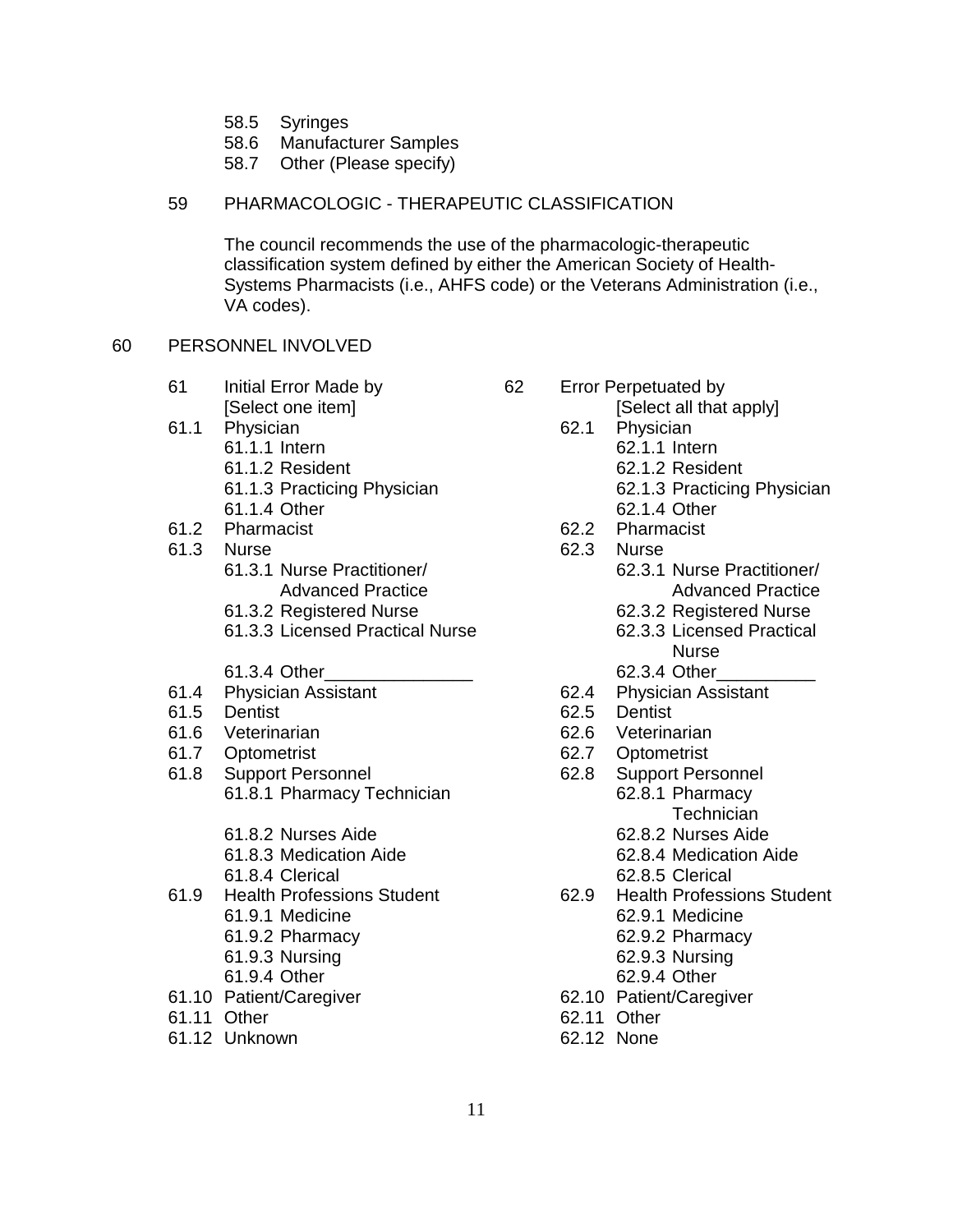- 58.5 Syringes
- 58.6 Manufacturer Samples
- 58.7 Other (Please specify)

59 PHARMACOLOGIC - THERAPEUTIC CLASSIFICATION

The council recommends the use of the pharmacologic-therapeutic classification system defined by either the American Society of Health-Systems Pharmacists (i.e., AHFS code) or the Veterans Administration (i.e., VA codes).

60 PERSONNEL INVOLVED

61 Initial Error Made by [Select one item]

- 61.1 Physician
  - 61.1.1 Intern
  - 61.1.2 Resident
  - 61.1.3 Practicing Physician
  - 61.1.4 Other
- 61.2 Pharmacist
- 61.3 Nurse
  - 61.3.1 Nurse Practitioner/ Advanced Practice
  - 61.3.2 Registered Nurse
  - 61.3.3 Licensed Practical Nurse
  - 61.3.4 Other_______________
- 61.4 Physician Assistant
- 61.5 Dentist
- 61.6 Veterinarian
- 61.7 Optometrist
- 61.8 Support Personnel
  - 61.8.1 Pharmacy Technician
  - 61.8.2 Nurses Aide
  - 61.8.3 Medication Aide
  - 61.8.4 Clerical
- 61.9 Health Professions Student
  - 61.9.1 Medicine
  - 61.9.2 Pharmacy
  - 61.9.3 Nursing
  - 61.9.4 Other
- 61.10 Patient/Caregiver
- 61.11 Other
- 61.12 Unknown

62 Error Perpetuated by [Select all that apply]

- 62.1 Physician
  - 62.1.1 Intern
  - 62.1.2 Resident
  - 62.1.3 Practicing Physician
  - 62.1.4 Other
- 62.2 Pharmacist
- 62.3 Nurse
  - 62.3.1 Nurse Practitioner/ Advanced Practice
  - 62.3.2 Registered Nurse
  - 62.3.3 Licensed Practical Nurse
  - 62.3.4 Other__________
- 62.4 Physician Assistant
- 62.5 Dentist
- 62.6 Veterinarian
- 62.7 Optometrist
- 62.8 Support Personnel
  - 62.8.1 Pharmacy Technician
  - 62.8.2 Nurses Aide
  - 62.8.4 Medication Aide
  - 62.8.5 Clerical
- 62.9 Health Professions Student
  - 62.9.1 Medicine
  - 62.9.2 Pharmacy
  - 62.9.3 Nursing
  - 62.9.4 Other
- 62.10 Patient/Caregiver
- 62.11 Other
- 62.12 None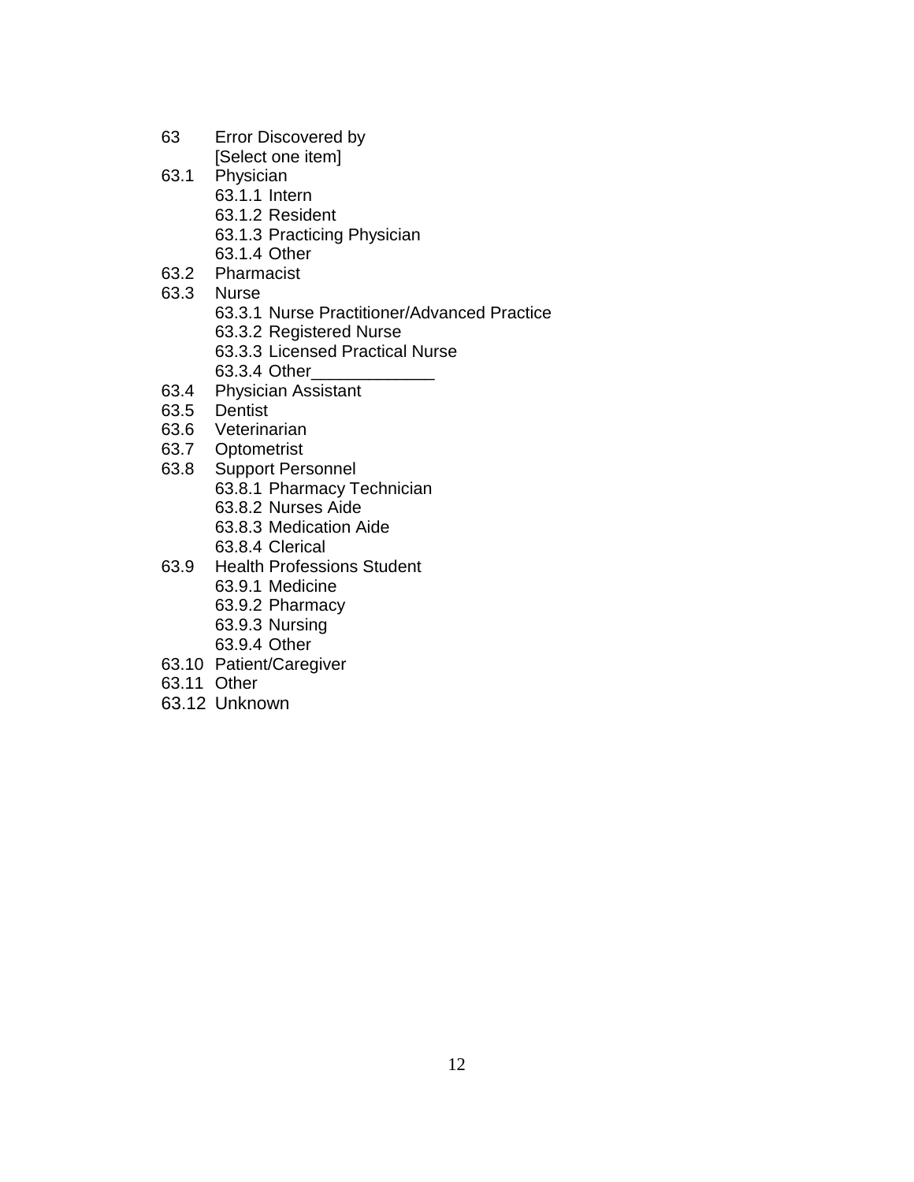63 Error Discovered by
[Select one item]

- 63.1 Physician
  - 63.1.1 Intern
  - 63.1.2 Resident
  - 63.1.3 Practicing Physician
  - 63.1.4 Other
- 63.2 Pharmacist
- 63.3 Nurse
  - 63.3.1 Nurse Practitioner/Advanced Practice
  - 63.3.2 Registered Nurse
  - 63.3.3 Licensed Practical Nurse
  - 63.3.4 Other_____________
- 63.4 Physician Assistant
- 63.5 Dentist
- 63.6 Veterinarian
- 63.7 Optometrist
- 63.8 Support Personnel
  - 63.8.1 Pharmacy Technician
  - 63.8.2 Nurses Aide
  - 63.8.3 Medication Aide
  - 63.8.4 Clerical
- 63.9 Health Professions Student
  - 63.9.1 Medicine
  - 63.9.2 Pharmacy
  - 63.9.3 Nursing
  - 63.9.4 Other
- 63.10 Patient/Caregiver
- 63.11 Other
- 63.12 Unknown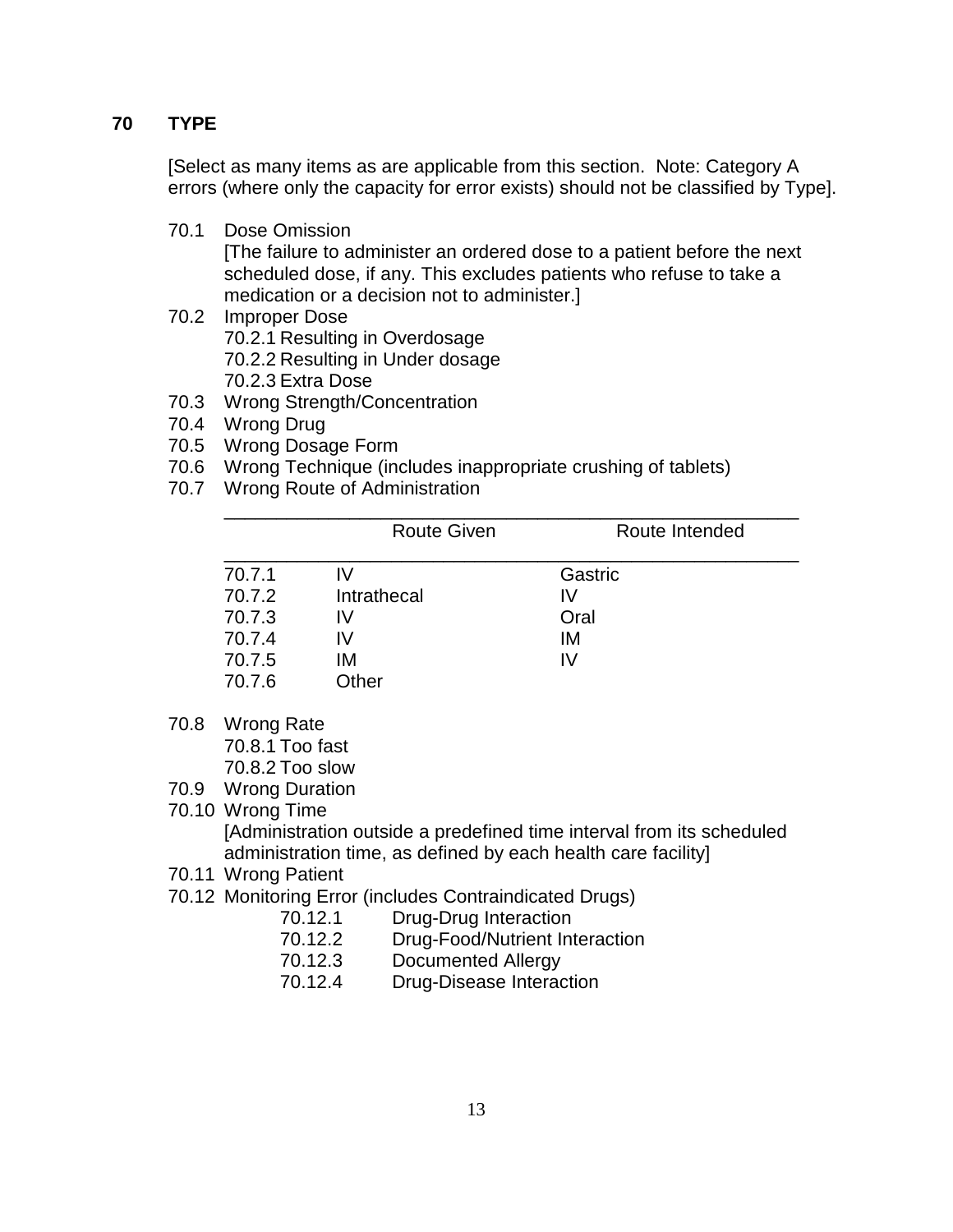## 70 TYPE

[Select as many items as are applicable from this section. Note: Category A errors (where only the capacity for error exists) should not be classified by Type].

- 70.1 Dose Omission
  [The failure to administer an ordered dose to a patient before the next scheduled dose, if any. This excludes patients who refuse to take a medication or a decision not to administer.]
- 70.2 Improper Dose
  - 70.2.1 Resulting in Overdosage
  - 70.2.2 Resulting in Under dosage
  - 70.2.3 Extra Dose
- 70.3 Wrong Strength/Concentration
- 70.4 Wrong Drug
- 70.5 Wrong Dosage Form
- 70.6 Wrong Technique (includes inappropriate crushing of tablets)
- 70.7 Wrong Route of Administration

| | Route Given | Route Intended |
|---|---|---|
| 70.7.1 | IV | Gastric |
| 70.7.2 | Intrathecal | IV |
| 70.7.3 | IV | Oral |
| 70.7.4 | IV | IM |
| 70.7.5 | IM | IV |
| 70.7.6 | Other | |

- 70.8 Wrong Rate
  - 70.8.1 Too fast
  - 70.8.2 Too slow
- 70.9 Wrong Duration
- 70.10 Wrong Time
  [Administration outside a predefined time interval from its scheduled administration time, as defined by each health care facility]
- 70.11 Wrong Patient
- 70.12 Monitoring Error (includes Contraindicated Drugs)
  - 70.12.1 Drug-Drug Interaction
  - 70.12.2 Drug-Food/Nutrient Interaction
  - 70.12.3 Documented Allergy
  - 70.12.4 Drug-Disease Interaction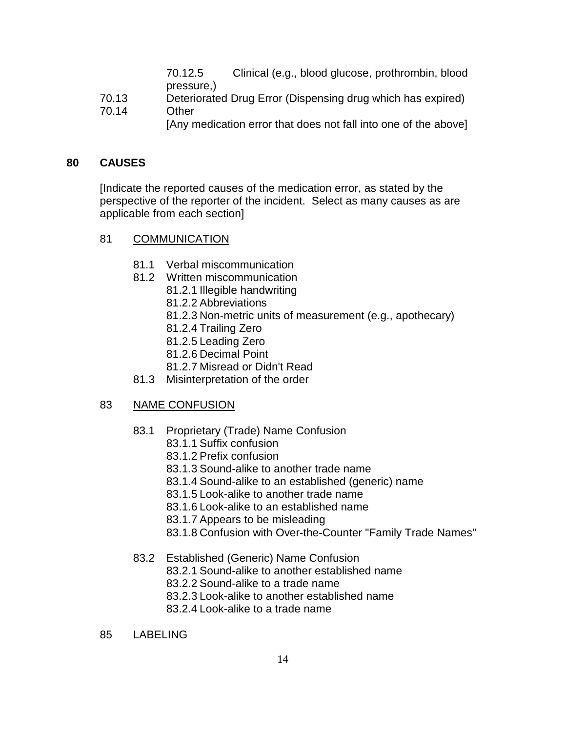70.12.5 Clinical (e.g., blood glucose, prothrombin, blood pressure,)

70.13 Deteriorated Drug Error (Dispensing drug which has expired)

70.14 Other
[Any medication error that does not fall into one of the above]

## 80 CAUSES

[Indicate the reported causes of the medication error, as stated by the perspective of the reporter of the incident. Select as many causes as are applicable from each section]

### 81 COMMUNICATION

- 81.1 Verbal miscommunication
- 81.2 Written miscommunication
  - 81.2.1 Illegible handwriting
  - 81.2.2 Abbreviations
  - 81.2.3 Non-metric units of measurement (e.g., apothecary)
  - 81.2.4 Trailing Zero
  - 81.2.5 Leading Zero
  - 81.2.6 Decimal Point
  - 81.2.7 Misread or Didn't Read
- 81.3 Misinterpretation of the order

### 83 NAME CONFUSION

- 83.1 Proprietary (Trade) Name Confusion
  - 83.1.1 Suffix confusion
  - 83.1.2 Prefix confusion
  - 83.1.3 Sound-alike to another trade name
  - 83.1.4 Sound-alike to an established (generic) name
  - 83.1.5 Look-alike to another trade name
  - 83.1.6 Look-alike to an established name
  - 83.1.7 Appears to be misleading
  - 83.1.8 Confusion with Over-the-Counter "Family Trade Names"

- 83.2 Established (Generic) Name Confusion
  - 83.2.1 Sound-alike to another established name
  - 83.2.2 Sound-alike to a trade name
  - 83.2.3 Look-alike to another established name
  - 83.2.4 Look-alike to a trade name

### 85 LABELING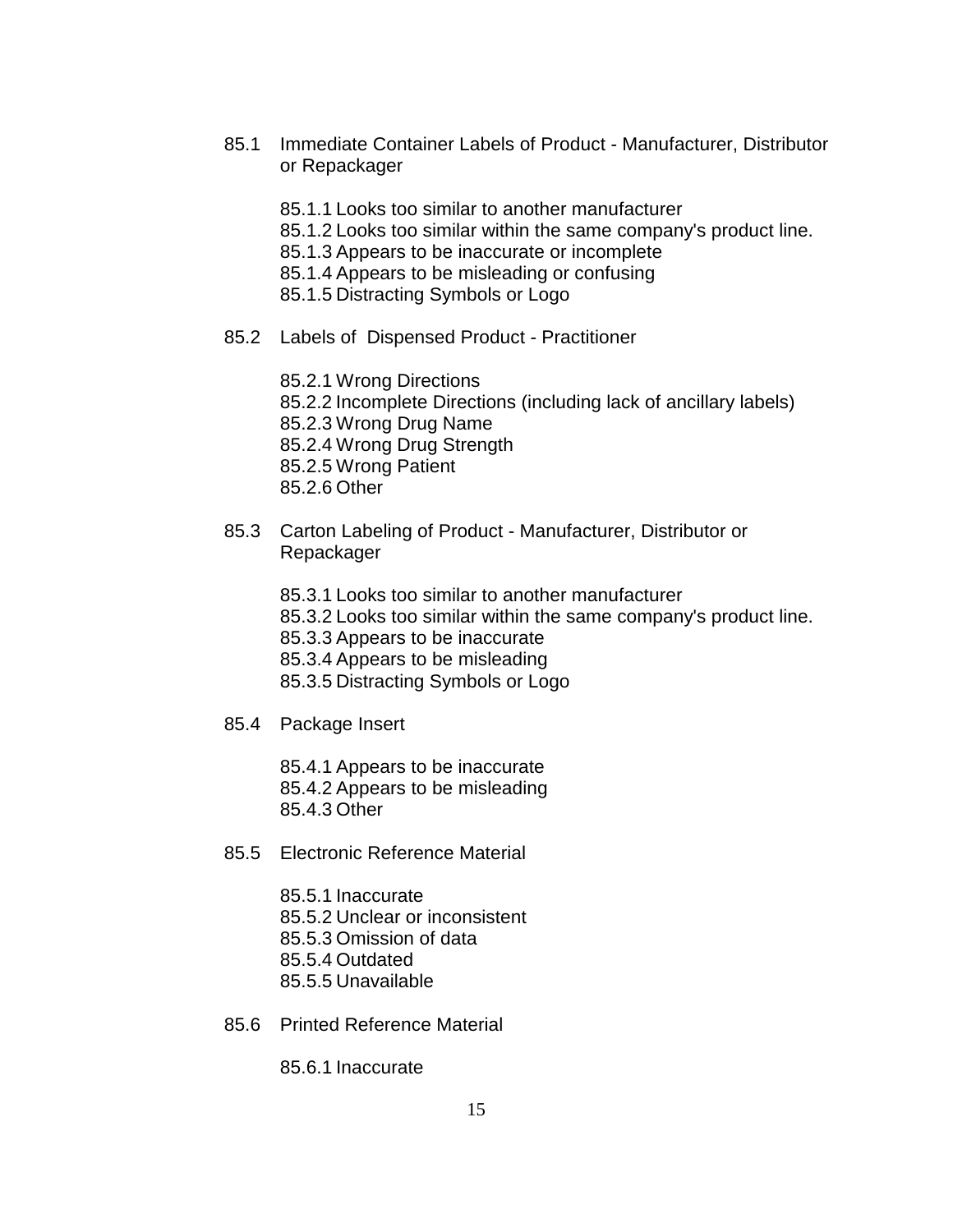85.1 Immediate Container Labels of Product - Manufacturer, Distributor or Repackager

- 85.1.1 Looks too similar to another manufacturer
- 85.1.2 Looks too similar within the same company's product line.
- 85.1.3 Appears to be inaccurate or incomplete
- 85.1.4 Appears to be misleading or confusing
- 85.1.5 Distracting Symbols or Logo

85.2 Labels of Dispensed Product - Practitioner

- 85.2.1 Wrong Directions
- 85.2.2 Incomplete Directions (including lack of ancillary labels)
- 85.2.3 Wrong Drug Name
- 85.2.4 Wrong Drug Strength
- 85.2.5 Wrong Patient
- 85.2.6 Other

85.3 Carton Labeling of Product - Manufacturer, Distributor or Repackager

- 85.3.1 Looks too similar to another manufacturer
- 85.3.2 Looks too similar within the same company's product line.
- 85.3.3 Appears to be inaccurate
- 85.3.4 Appears to be misleading
- 85.3.5 Distracting Symbols or Logo

85.4 Package Insert

- 85.4.1 Appears to be inaccurate
- 85.4.2 Appears to be misleading
- 85.4.3 Other

85.5 Electronic Reference Material

- 85.5.1 Inaccurate
- 85.5.2 Unclear or inconsistent
- 85.5.3 Omission of data
- 85.5.4 Outdated
- 85.5.5 Unavailable

85.6 Printed Reference Material

- 85.6.1 Inaccurate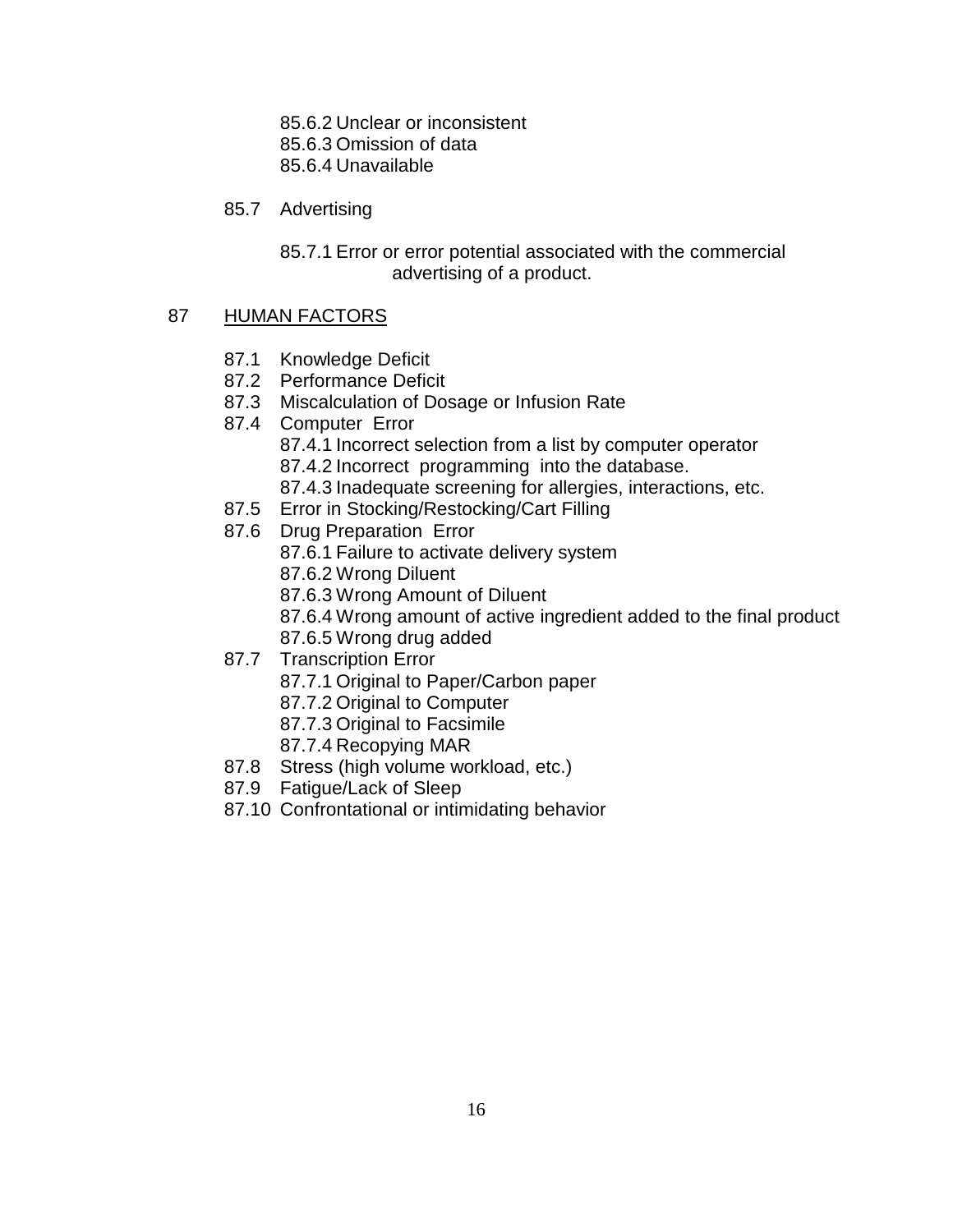85.6.2 Unclear or inconsistent
85.6.3 Omission of data
85.6.4 Unavailable

85.7 Advertising

85.7.1 Error or error potential associated with the commercial advertising of a product.

87 <u>HUMAN FACTORS</u>

- 87.1 Knowledge Deficit
- 87.2 Performance Deficit
- 87.3 Miscalculation of Dosage or Infusion Rate
- 87.4 Computer Error
  - 87.4.1 Incorrect selection from a list by computer operator
  - 87.4.2 Incorrect programming into the database.
  - 87.4.3 Inadequate screening for allergies, interactions, etc.
- 87.5 Error in Stocking/Restocking/Cart Filling
- 87.6 Drug Preparation Error
  - 87.6.1 Failure to activate delivery system
  - 87.6.2 Wrong Diluent
  - 87.6.3 Wrong Amount of Diluent
  - 87.6.4 Wrong amount of active ingredient added to the final product
  - 87.6.5 Wrong drug added
- 87.7 Transcription Error
  - 87.7.1 Original to Paper/Carbon paper
  - 87.7.2 Original to Computer
  - 87.7.3 Original to Facsimile
  - 87.7.4 Recopying MAR
- 87.8 Stress (high volume workload, etc.)
- 87.9 Fatigue/Lack of Sleep
- 87.10 Confrontational or intimidating behavior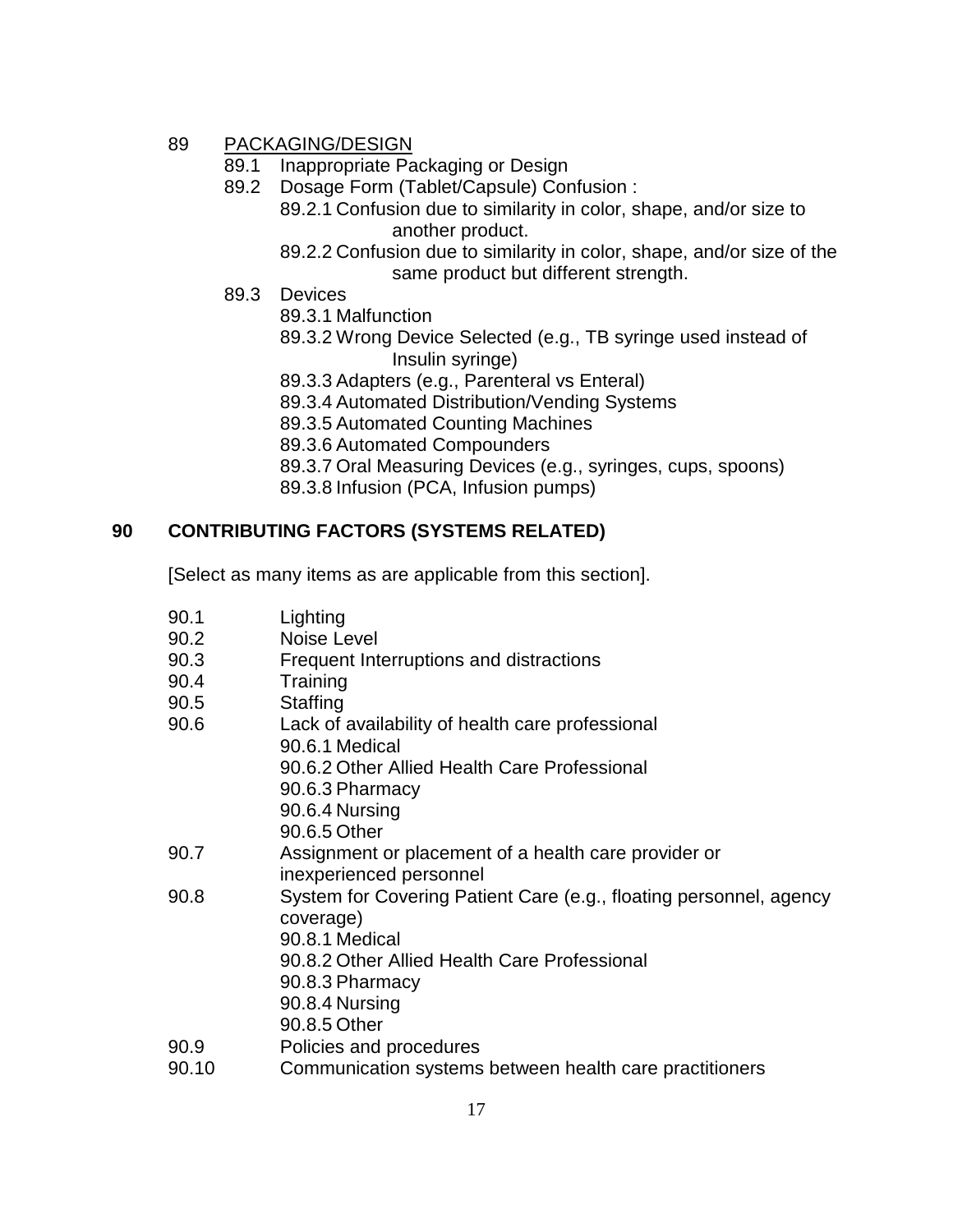89 <u>PACKAGING/DESIGN</u>

- 89.1 Inappropriate Packaging or Design
- 89.2 Dosage Form (Tablet/Capsule) Confusion :
  - 89.2.1 Confusion due to similarity in color, shape, and/or size to another product.
  - 89.2.2 Confusion due to similarity in color, shape, and/or size of the same product but different strength.
- 89.3 Devices
  - 89.3.1 Malfunction
  - 89.3.2 Wrong Device Selected (e.g., TB syringe used instead of Insulin syringe)
  - 89.3.3 Adapters (e.g., Parenteral vs Enteral)
  - 89.3.4 Automated Distribution/Vending Systems
  - 89.3.5 Automated Counting Machines
  - 89.3.6 Automated Compounders
  - 89.3.7 Oral Measuring Devices (e.g., syringes, cups, spoons)
  - 89.3.8 Infusion (PCA, Infusion pumps)

## 90 CONTRIBUTING FACTORS (SYSTEMS RELATED)

[Select as many items as are applicable from this section].

- 90.1 Lighting
- 90.2 Noise Level
- 90.3 Frequent Interruptions and distractions
- 90.4 Training
- 90.5 Staffing
- 90.6 Lack of availability of health care professional
  - 90.6.1 Medical
  - 90.6.2 Other Allied Health Care Professional
  - 90.6.3 Pharmacy
  - 90.6.4 Nursing
  - 90.6.5 Other
- 90.7 Assignment or placement of a health care provider or inexperienced personnel
- 90.8 System for Covering Patient Care (e.g., floating personnel, agency coverage)
  - 90.8.1 Medical
  - 90.8.2 Other Allied Health Care Professional
  - 90.8.3 Pharmacy
  - 90.8.4 Nursing
  - 90.8.5 Other
- 90.9 Policies and procedures
- 90.10 Communication systems between health care practitioners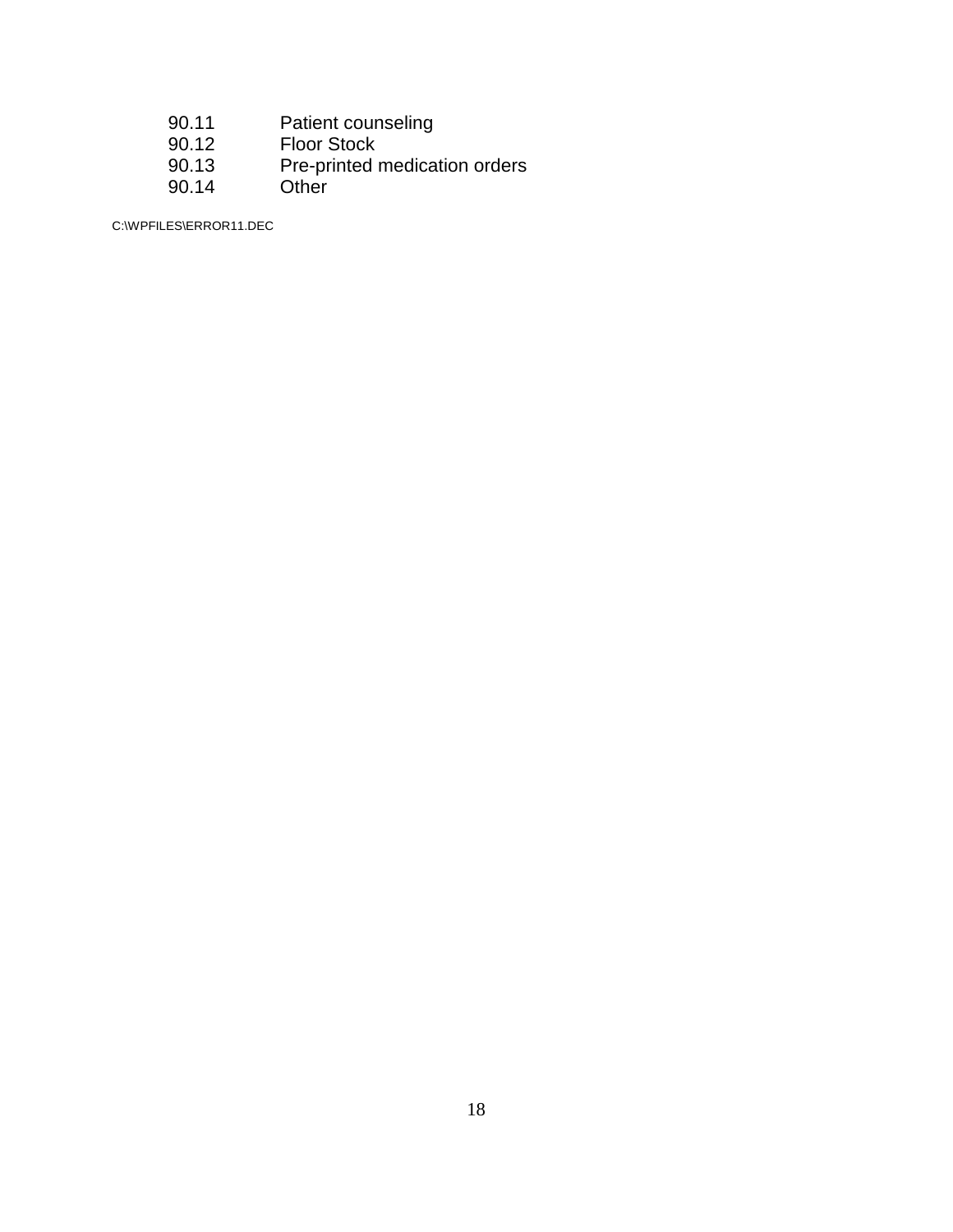90.11 Patient counseling
90.12 Floor Stock
90.13 Pre-printed medication orders
90.14 Other

C:\WPFILES\ERROR11.DEC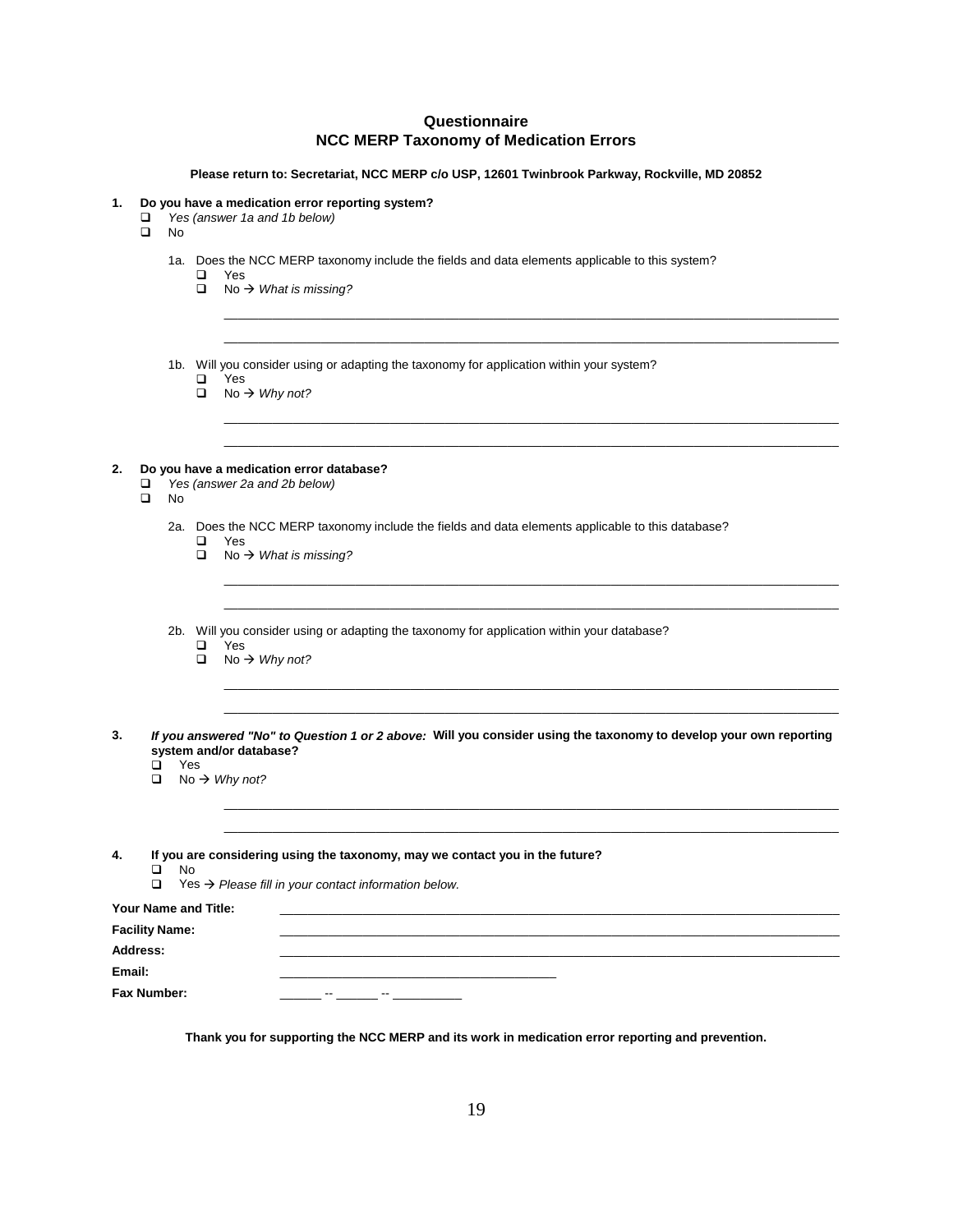## Questionnaire
## NCC MERP Taxonomy of Medication Errors

**Please return to: Secretariat, NCC MERP c/o USP, 12601 Twinbrook Parkway, Rockville, MD 20852**

**1. Do you have a medication error reporting system?**

- ❑ *Yes (answer 1a and 1b below)*
- ❑ No

  1a. Does the NCC MERP taxonomy include the fields and data elements applicable to this system?
  - ❑ Yes
  - ❑ No → *What is missing?*

  ______________________________________________________________________________

  ______________________________________________________________________________

  1b. Will you consider using or adapting the taxonomy for application within your system?
  - ❑ Yes
  - ❑ No → *Why not?*

  ______________________________________________________________________________

  ______________________________________________________________________________

**2. Do you have a medication error database?**

- ❑ *Yes (answer 2a and 2b below)*
- ❑ No

  2a. Does the NCC MERP taxonomy include the fields and data elements applicable to this database?
  - ❑ Yes
  - ❑ No → *What is missing?*

  ______________________________________________________________________________

  ______________________________________________________________________________

  2b. Will you consider using or adapting the taxonomy for application within your database?
  - ❑ Yes
  - ❑ No → *Why not?*

  ______________________________________________________________________________

  ______________________________________________________________________________

**3.** ***If you answered "No" to Question 1 or 2 above:*** **Will you consider using the taxonomy to develop your own reporting system and/or database?**

- ❑ Yes
- ❑ No → *Why not?*

  ______________________________________________________________________________

  ______________________________________________________________________________

**4. If you are considering using the taxonomy, may we contact you in the future?**

- ❑ No
- ❑ Yes → *Please fill in your contact information below.*

**Your Name and Title:** ______________________________________________________________

**Facility Name:** ______________________________________________________________

**Address:** ______________________________________________________________

**Email:** ______________________________

**Fax Number:** ______ -- ______ -- _________

**Thank you for supporting the NCC MERP and its work in medication error reporting and prevention.**